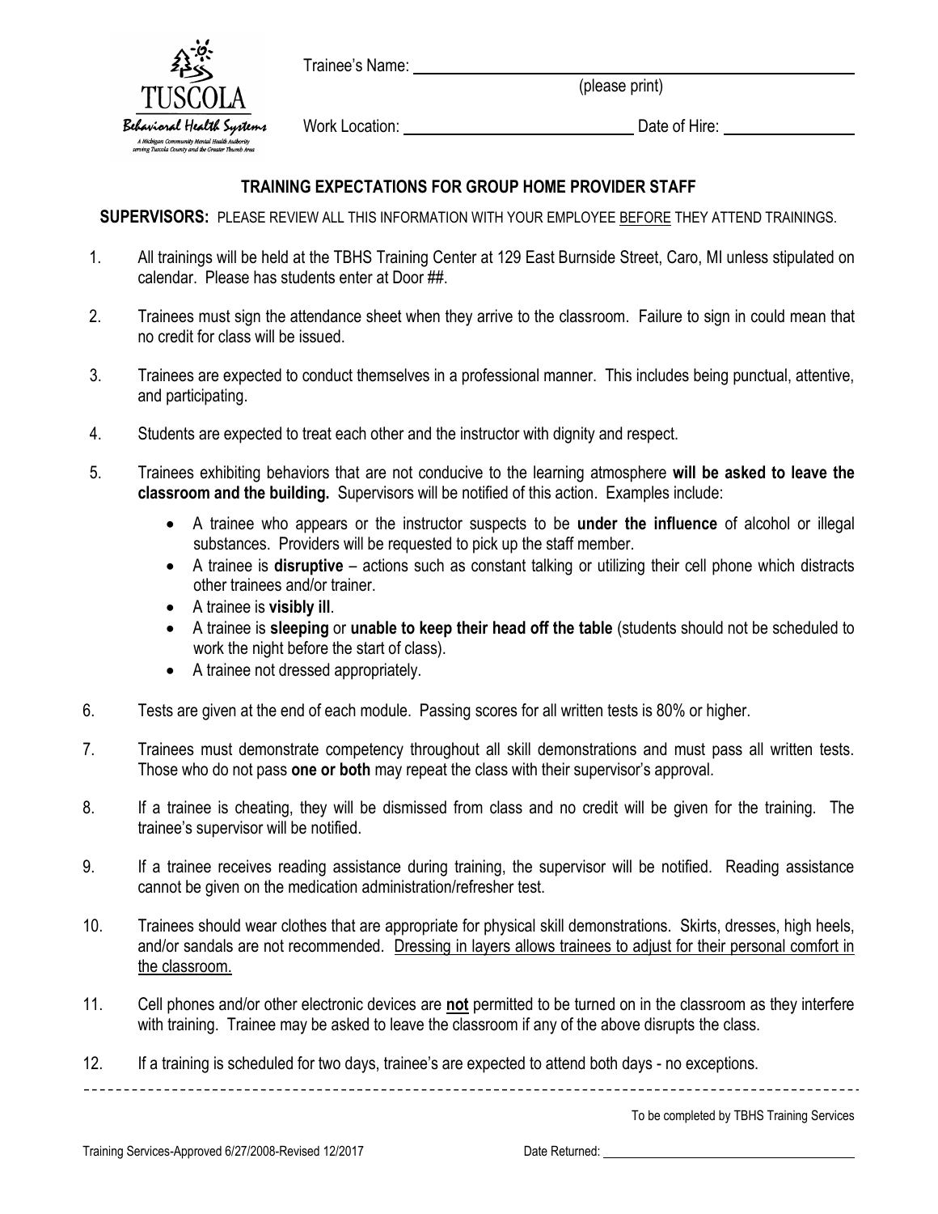TUSCOLA Behavioral Health Systems
A Michigan Community Mental Health Authority serving Tuscola County and the Greater Thumb Area

Trainee's Name: ______________________________
(please print)

Work Location: ______________________ Date of Hire: ______________

## TRAINING EXPECTATIONS FOR GROUP HOME PROVIDER STAFF

**SUPERVISORS:** PLEASE REVIEW ALL THIS INFORMATION WITH YOUR EMPLOYEE BEFORE THEY ATTEND TRAININGS.

1. All trainings will be held at the TBHS Training Center at 129 East Burnside Street, Caro, MI unless stipulated on calendar. Please has students enter at Door ##.

2. Trainees must sign the attendance sheet when they arrive to the classroom. Failure to sign in could mean that no credit for class will be issued.

3. Trainees are expected to conduct themselves in a professional manner. This includes being punctual, attentive, and participating.

4. Students are expected to treat each other and the instructor with dignity and respect.

5. Trainees exhibiting behaviors that are not conducive to the learning atmosphere **will be asked to leave the classroom and the building.** Supervisors will be notified of this action. Examples include:
   - A trainee who appears or the instructor suspects to be **under the influence** of alcohol or illegal substances. Providers will be requested to pick up the staff member.
   - A trainee is **disruptive** – actions such as constant talking or utilizing their cell phone which distracts other trainees and/or trainer.
   - A trainee is **visibly ill**.
   - A trainee is **sleeping** or **unable to keep their head off the table** (students should not be scheduled to work the night before the start of class).
   - A trainee not dressed appropriately.

6. Tests are given at the end of each module. Passing scores for all written tests is 80% or higher.

7. Trainees must demonstrate competency throughout all skill demonstrations and must pass all written tests. Those who do not pass **one or both** may repeat the class with their supervisor's approval.

8. If a trainee is cheating, they will be dismissed from class and no credit will be given for the training. The trainee's supervisor will be notified.

9. If a trainee receives reading assistance during training, the supervisor will be notified. Reading assistance cannot be given on the medication administration/refresher test.

10. Trainees should wear clothes that are appropriate for physical skill demonstrations. Skirts, dresses, high heels, and/or sandals are not recommended. Dressing in layers allows trainees to adjust for their personal comfort in the classroom.

11. Cell phones and/or other electronic devices are **not** permitted to be turned on in the classroom as they interfere with training. Trainee may be asked to leave the classroom if any of the above disrupts the class.

12. If a training is scheduled for two days, trainee's are expected to attend both days - no exceptions.

---

To be completed by TBHS Training Services

Training Services-Approved 6/27/2008-Revised 12/2017

Date Returned: ______________________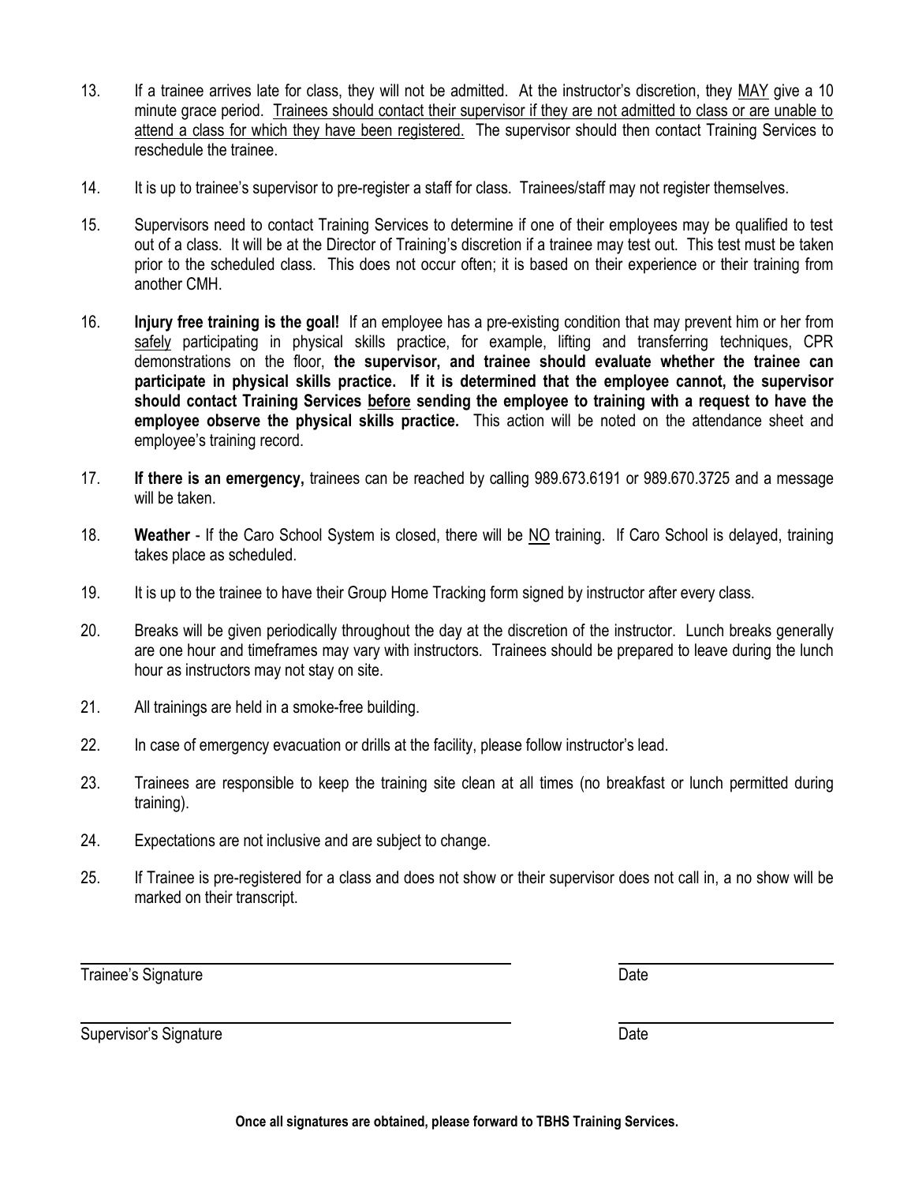13. If a trainee arrives late for class, they will not be admitted. At the instructor's discretion, they MAY give a 10 minute grace period. Trainees should contact their supervisor if they are not admitted to class or are unable to attend a class for which they have been registered. The supervisor should then contact Training Services to reschedule the trainee.

14. It is up to trainee's supervisor to pre-register a staff for class. Trainees/staff may not register themselves.

15. Supervisors need to contact Training Services to determine if one of their employees may be qualified to test out of a class. It will be at the Director of Training's discretion if a trainee may test out. This test must be taken prior to the scheduled class. This does not occur often; it is based on their experience or their training from another CMH.

16. **Injury free training is the goal!** If an employee has a pre-existing condition that may prevent him or her from safely participating in physical skills practice, for example, lifting and transferring techniques, CPR demonstrations on the floor, **the supervisor, and trainee should evaluate whether the trainee can participate in physical skills practice. If it is determined that the employee cannot, the supervisor should contact Training Services before sending the employee to training with a request to have the employee observe the physical skills practice.** This action will be noted on the attendance sheet and employee's training record.

17. **If there is an emergency,** trainees can be reached by calling 989.673.6191 or 989.670.3725 and a message will be taken.

18. **Weather** - If the Caro School System is closed, there will be NO training. If Caro School is delayed, training takes place as scheduled.

19. It is up to the trainee to have their Group Home Tracking form signed by instructor after every class.

20. Breaks will be given periodically throughout the day at the discretion of the instructor. Lunch breaks generally are one hour and timeframes may vary with instructors. Trainees should be prepared to leave during the lunch hour as instructors may not stay on site.

21. All trainings are held in a smoke-free building.

22. In case of emergency evacuation or drills at the facility, please follow instructor's lead.

23. Trainees are responsible to keep the training site clean at all times (no breakfast or lunch permitted during training).

24. Expectations are not inclusive and are subject to change.

25. If Trainee is pre-registered for a class and does not show or their supervisor does not call in, a no show will be marked on their transcript.

\_\_\_\_\_\_\_\_\_\_\_\_\_\_\_\_\_\_\_\_\_\_\_\_\_\_\_\_\_\_\_\_\_\_\_\_\_\_\_\_ \_\_\_\_\_\_\_\_\_\_\_\_\_\_\_\_\_\_\_\_

Trainee's Signature Date

\_\_\_\_\_\_\_\_\_\_\_\_\_\_\_\_\_\_\_\_\_\_\_\_\_\_\_\_\_\_\_\_\_\_\_\_\_\_\_\_ \_\_\_\_\_\_\_\_\_\_\_\_\_\_\_\_\_\_\_\_

Supervisor's Signature Date

**Once all signatures are obtained, please forward to TBHS Training Services.**